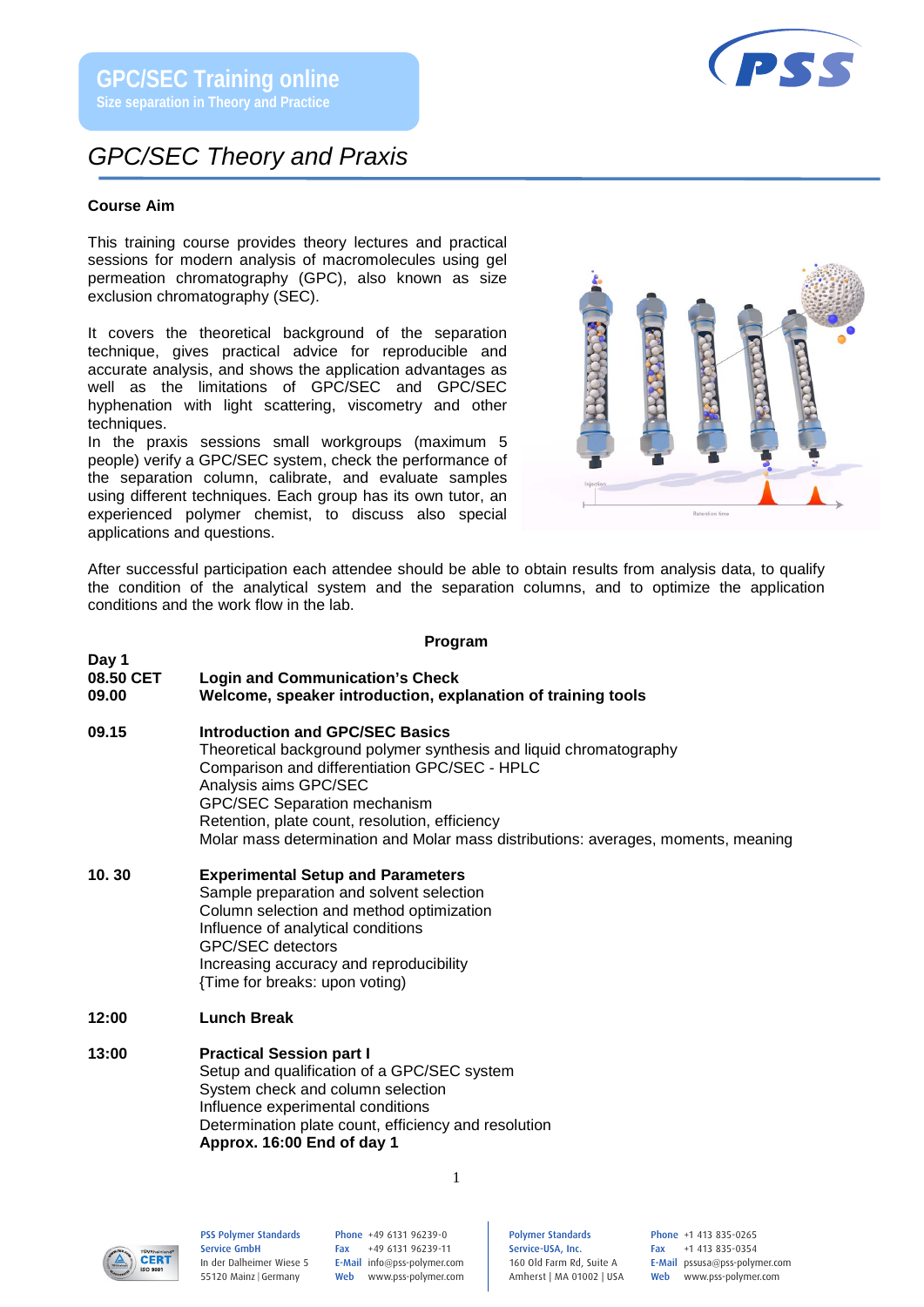**GPC/SEC Training online**
**Size separation in Theory and Practice**

# *GPC/SEC Theory and Praxis*

### Course Aim

This training course provides theory lectures and practical sessions for modern analysis of macromolecules using gel permeation chromatography (GPC), also known as size exclusion chromatography (SEC).

It covers the theoretical background of the separation technique, gives practical advice for reproducible and accurate analysis, and shows the application advantages as well as the limitations of GPC/SEC and GPC/SEC hyphenation with light scattering, viscometry and other techniques.
In the praxis sessions small workgroups (maximum 5 people) verify a GPC/SEC system, check the performance of the separation column, calibrate, and evaluate samples using different techniques. Each group has its own tutor, an experienced polymer chemist, to discuss also special applications and questions.

After successful participation each attendee should be able to obtain results from analysis data, to qualify the condition of the analytical system and the separation columns, and to optimize the application conditions and the work flow in the lab.

### Program

**Day 1**

**08.50 CET** **Login and Communication's Check**

**09.00** **Welcome, speaker introduction, explanation of training tools**

**09.15** **Introduction and GPC/SEC Basics**
Theoretical background polymer synthesis and liquid chromatography
Comparison and differentiation GPC/SEC - HPLC
Analysis aims GPC/SEC
GPC/SEC Separation mechanism
Retention, plate count, resolution, efficiency
Molar mass determination and Molar mass distributions: averages, moments, meaning

**10. 30** **Experimental Setup and Parameters**
Sample preparation and solvent selection
Column selection and method optimization
Influence of analytical conditions
GPC/SEC detectors
Increasing accuracy and reproducibility
{Time for breaks: upon voting}

**12:00** **Lunch Break**

**13:00** **Practical Session part I**
Setup and qualification of a GPC/SEC system
System check and column selection
Influence experimental conditions
Determination plate count, efficiency and resolution
**Approx. 16:00 End of day 1**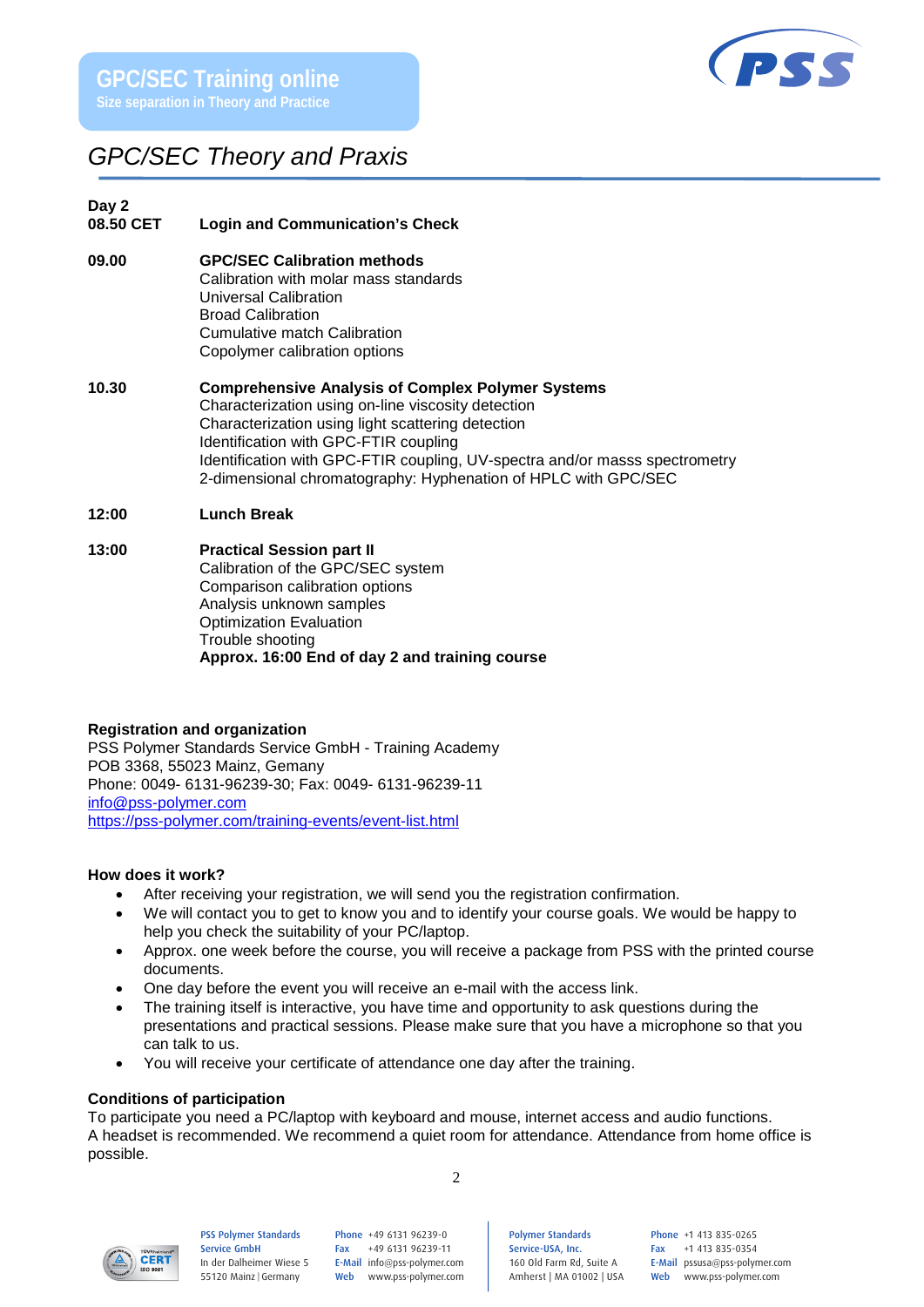# GPC/SEC Theory and Praxis

**Day 2**

| | |
|---|---|
| **08.50 CET** | **Login and Communication's Check** |
| **09.00** | **GPC/SEC Calibration methods**<br>Calibration with molar mass standards<br>Universal Calibration<br>Broad Calibration<br>Cumulative match Calibration<br>Copolymer calibration options |
| **10.30** | **Comprehensive Analysis of Complex Polymer Systems**<br>Characterization using on-line viscosity detection<br>Characterization using light scattering detection<br>Identification with GPC-FTIR coupling<br>Identification with GPC-FTIR coupling, UV-spectra and/or masss spectrometry<br>2-dimensional chromatography: Hyphenation of HPLC with GPC/SEC |
| **12:00** | **Lunch Break** |
| **13:00** | **Practical Session part II**<br>Calibration of the GPC/SEC system<br>Comparison calibration options<br>Analysis unknown samples<br>Optimization Evaluation<br>Trouble shooting<br>**Approx. 16:00 End of day 2 and training course** |

**Registration and organization**

PSS Polymer Standards Service GmbH - Training Academy
POB 3368, 55023 Mainz, Gemany
Phone: 0049- 6131-96239-30; Fax: 0049- 6131-96239-11
info@pss-polymer.com
https://pss-polymer.com/training-events/event-list.html

**How does it work?**

- After receiving your registration, we will send you the registration confirmation.
- We will contact you to get to know you and to identify your course goals. We would be happy to help you check the suitability of your PC/laptop.
- Approx. one week before the course, you will receive a package from PSS with the printed course documents.
- One day before the event you will receive an e-mail with the access link.
- The training itself is interactive, you have time and opportunity to ask questions during the presentations and practical sessions. Please make sure that you have a microphone so that you can talk to us.
- You will receive your certificate of attendance one day after the training.

**Conditions of participation**

To participate you need a PC/laptop with keyboard and mouse, internet access and audio functions. A headset is recommended. We recommend a quiet room for attendance. Attendance from home office is possible.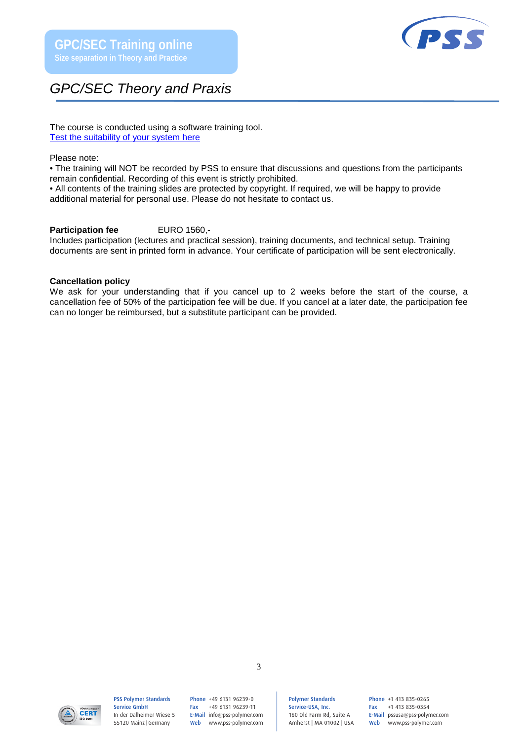## GPC/SEC Theory and Praxis

The course is conducted using a software training tool.
Test the suitability of your system here

Please note:
• The training will NOT be recorded by PSS to ensure that discussions and questions from the participants remain confidential. Recording of this event is strictly prohibited.
• All contents of the training slides are protected by copyright. If required, we will be happy to provide additional material for personal use. Please do not hesitate to contact us.

**Participation fee** EURO 1560,-
Includes participation (lectures and practical session), training documents, and technical setup. Training documents are sent in printed form in advance. Your certificate of participation will be sent electronically.

**Cancellation policy**
We ask for your understanding that if you cancel up to 2 weeks before the start of the course, a cancellation fee of 50% of the participation fee will be due. If you cancel at a later date, the participation fee can no longer be reimbursed, but a substitute participant can be provided.